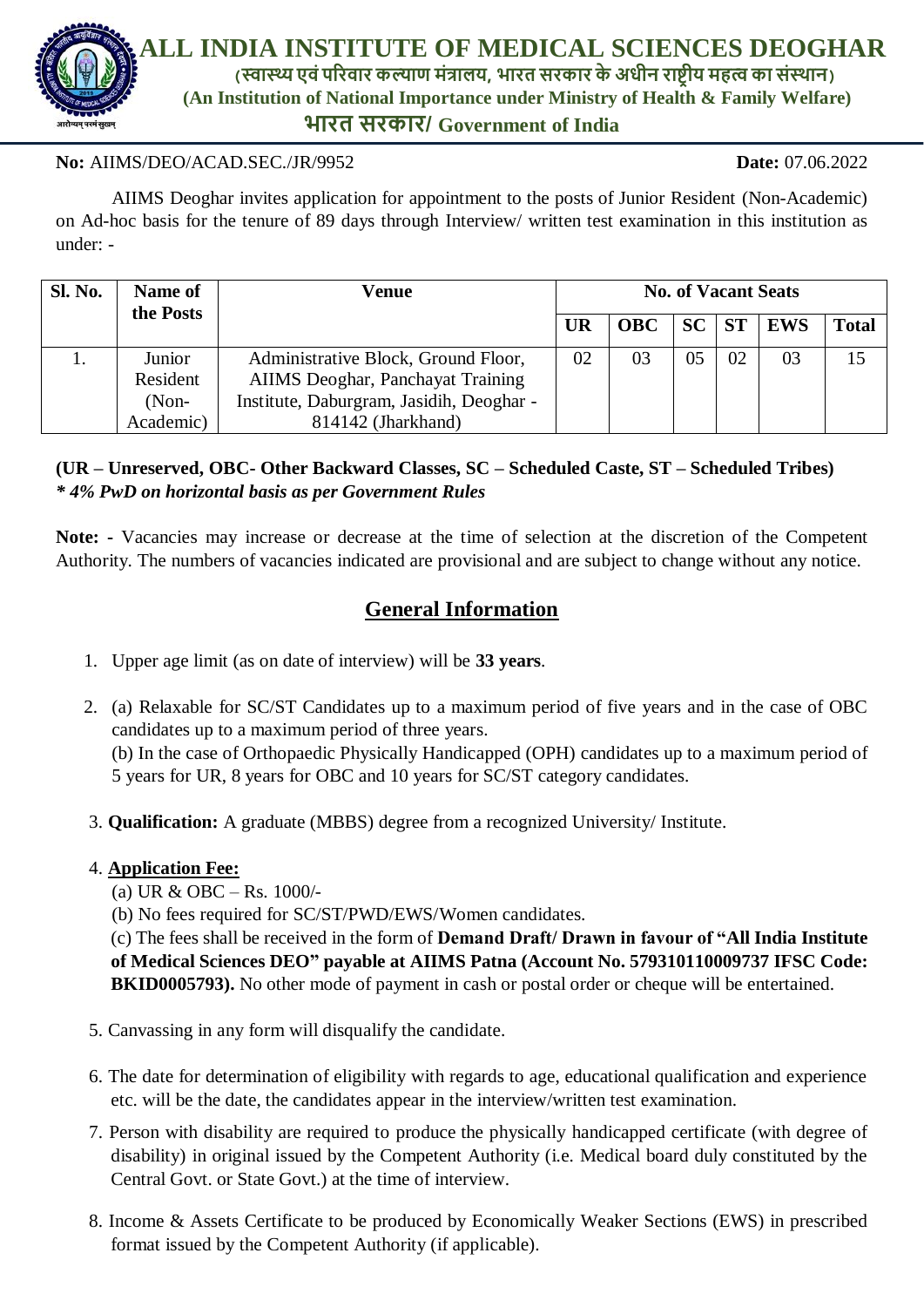# ALL INDIA INSTITUTE OF MEDICAL SCIENCES DEOGHAR

**(स्वास्थ्य एवं परिवार कल्याण मंत्रालय, भारत सरकार के अधीन राष्ट्रीय महत्व का संस्थान)**

**(An Institution of National Importance under Ministry of Health & Family Welfare)**

**भारत सरकार/ Government of India**

**No:** AIIMS/DEO/ACAD.SEC./JR/9952 **Date:** 07.06.2022

AIIMS Deoghar invites application for appointment to the posts of Junior Resident (Non-Academic) on Ad-hoc basis for the tenure of 89 days through Interview/ written test examination in this institution as under: -

| Sl. No. | Name of the Posts | Venue | No. of Vacant Seats | | | | | |
|---|---|---|---|---|---|---|---|---|
| | | | UR | OBC | SC | ST | EWS | Total |
| 1. | Junior Resident (Non-Academic) | Administrative Block, Ground Floor, AIIMS Deoghar, Panchayat Training Institute, Daburgram, Jasidih, Deoghar - 814142 (Jharkhand) | 02 | 03 | 05 | 02 | 03 | 15 |

**(UR – Unreserved, OBC- Other Backward Classes, SC – Scheduled Caste, ST – Scheduled Tribes)**
***\* 4% PwD on horizontal basis as per Government Rules***

**Note: -** Vacancies may increase or decrease at the time of selection at the discretion of the Competent Authority. The numbers of vacancies indicated are provisional and are subject to change without any notice.

## General Information

1. Upper age limit (as on date of interview) will be **33 years**.
2. (a) Relaxable for SC/ST Candidates up to a maximum period of five years and in the case of OBC candidates up to a maximum period of three years.
   (b) In the case of Orthopaedic Physically Handicapped (OPH) candidates up to a maximum period of 5 years for UR, 8 years for OBC and 10 years for SC/ST category candidates.
3. **Qualification:** A graduate (MBBS) degree from a recognized University/ Institute.
4. **Application Fee:**
   (a) UR & OBC – Rs. 1000/-
   (b) No fees required for SC/ST/PWD/EWS/Women candidates.
   (c) The fees shall be received in the form of **Demand Draft/ Drawn in favour of "All India Institute of Medical Sciences DEO" payable at AIIMS Patna (Account No. 579310110009737 IFSC Code: BKID0005793).** No other mode of payment in cash or postal order or cheque will be entertained.
5. Canvassing in any form will disqualify the candidate.
6. The date for determination of eligibility with regards to age, educational qualification and experience etc. will be the date, the candidates appear in the interview/written test examination.
7. Person with disability are required to produce the physically handicapped certificate (with degree of disability) in original issued by the Competent Authority (i.e. Medical board duly constituted by the Central Govt. or State Govt.) at the time of interview.
8. Income & Assets Certificate to be produced by Economically Weaker Sections (EWS) in prescribed format issued by the Competent Authority (if applicable).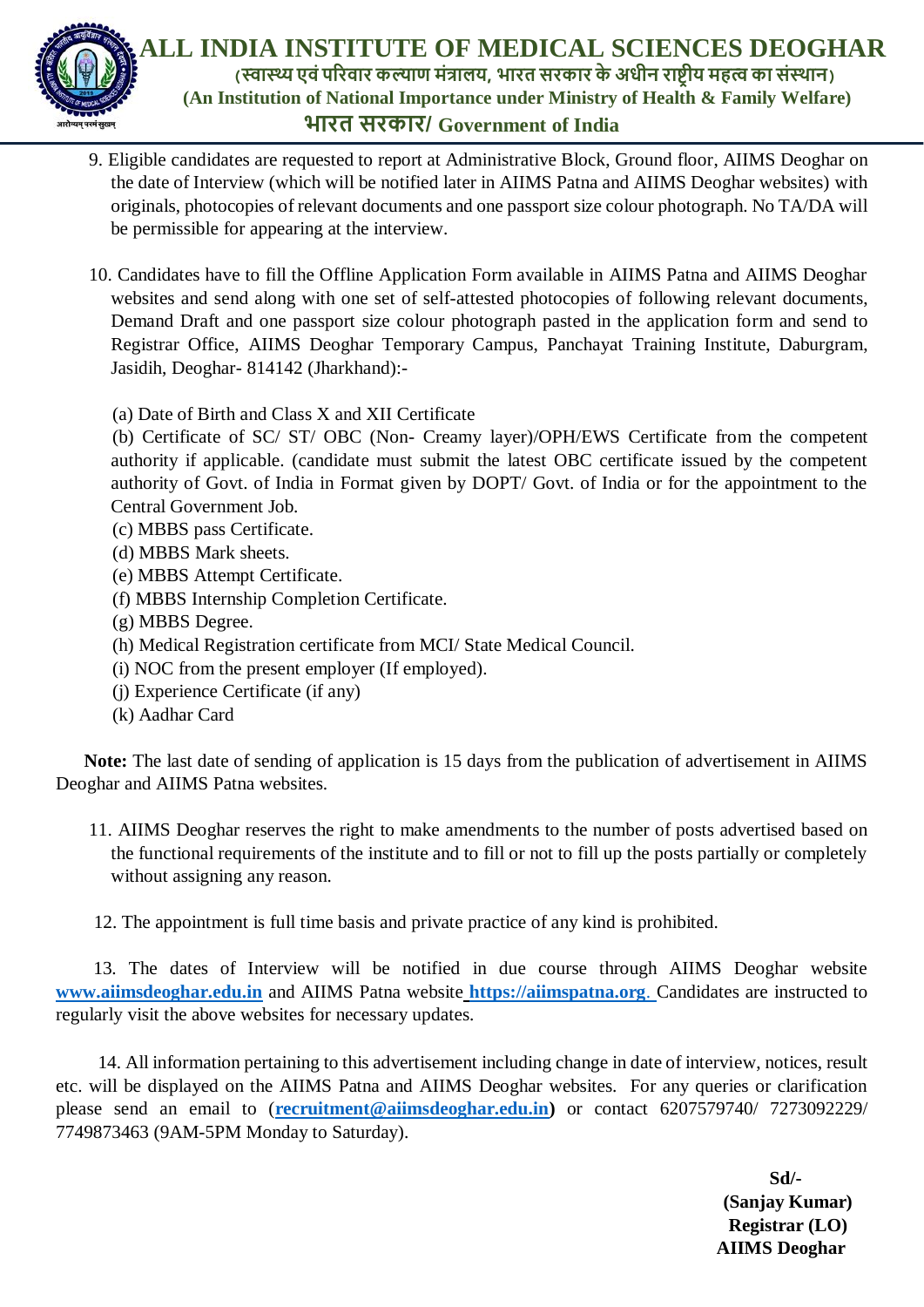9. Eligible candidates are requested to report at Administrative Block, Ground floor, AIIMS Deoghar on the date of Interview (which will be notified later in AIIMS Patna and AIIMS Deoghar websites) with originals, photocopies of relevant documents and one passport size colour photograph. No TA/DA will be permissible for appearing at the interview.

10. Candidates have to fill the Offline Application Form available in AIIMS Patna and AIIMS Deoghar websites and send along with one set of self-attested photocopies of following relevant documents, Demand Draft and one passport size colour photograph pasted in the application form and send to Registrar Office, AIIMS Deoghar Temporary Campus, Panchayat Training Institute, Daburgram, Jasidih, Deoghar- 814142 (Jharkhand):-

(a) Date of Birth and Class X and XII Certificate
(b) Certificate of SC/ ST/ OBC (Non- Creamy layer)/OPH/EWS Certificate from the competent authority if applicable. (candidate must submit the latest OBC certificate issued by the competent authority of Govt. of India in Format given by DOPT/ Govt. of India or for the appointment to the Central Government Job.
(c) MBBS pass Certificate.
(d) MBBS Mark sheets.
(e) MBBS Attempt Certificate.
(f) MBBS Internship Completion Certificate.
(g) MBBS Degree.
(h) Medical Registration certificate from MCI/ State Medical Council.
(i) NOC from the present employer (If employed).
(j) Experience Certificate (if any)
(k) Aadhar Card

**Note:** The last date of sending of application is 15 days from the publication of advertisement in AIIMS Deoghar and AIIMS Patna websites.

11. AIIMS Deoghar reserves the right to make amendments to the number of posts advertised based on the functional requirements of the institute and to fill or not to fill up the posts partially or completely without assigning any reason.

12. The appointment is full time basis and private practice of any kind is prohibited.

13. The dates of Interview will be notified in due course through AIIMS Deoghar website **www.aiimsdeoghar.edu.in** and AIIMS Patna website **https://aiimspatna.org**. Candidates are instructed to regularly visit the above websites for necessary updates.

14. All information pertaining to this advertisement including change in date of interview, notices, result etc. will be displayed on the AIIMS Patna and AIIMS Deoghar websites. For any queries or clarification please send an email to (**recruitment@aiimsdeoghar.edu.in**) or contact 6207579740/ 7273092229/ 7749873463 (9AM-5PM Monday to Saturday).

**Sd/-**
**(Sanjay Kumar)**
**Registrar (LO)**
**AIIMS Deoghar**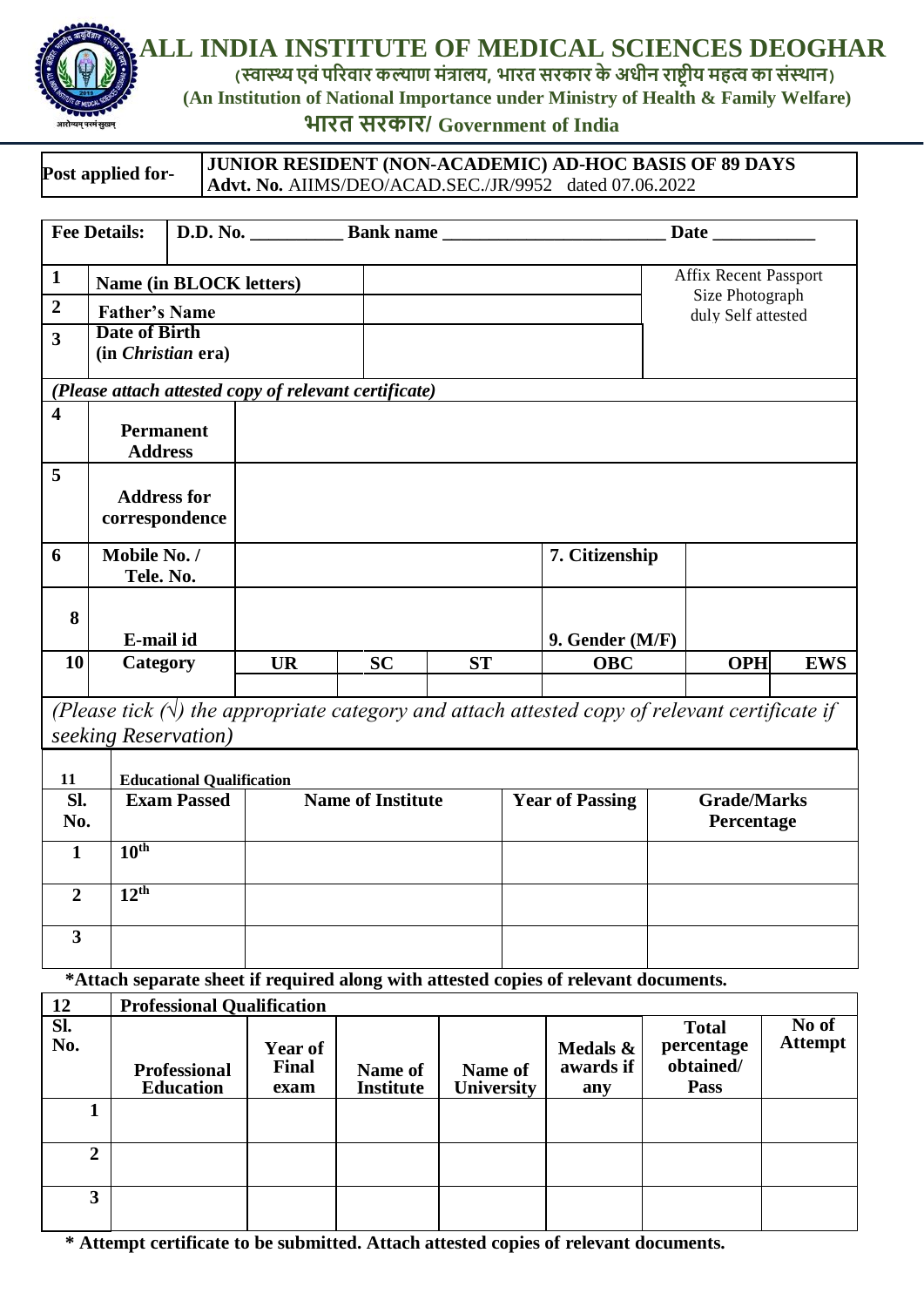# ALL INDIA INSTITUTE OF MEDICAL SCIENCES DEOGHAR

**(स्वास्थ्य एवं परिवार कल्याण मंत्रालय, भारत सरकार के अधीन राष्ट्रीय महत्व का संस्थान)**

**(An Institution of National Importance under Ministry of Health & Family Welfare)**

**भारत सरकार/ Government of India**

| **Post applied for-** | **JUNIOR RESIDENT (NON-ACADEMIC) AD-HOC BASIS OF 89 DAYS**<br>**Advt. No.** AIIMS/DEO/ACAD.SEC./JR/9952 dated 07.06.2022 |
|---|---|

| **Fee Details:** | **D.D. No.** __________ **Bank name** ________________________ **Date** ___________ |
|---|---|

| | | | |
|---|---|---|---|
| **1** | **Name (in BLOCK letters)** | | Affix Recent Passport Size Photograph duly Self attested |
| **2** | **Father's Name** | | |
| **3** | **Date of Birth (in *Christian* era)** | | |

***(Please attach attested copy of relevant certificate)***

| | | | | |
|---|---|---|---|---|
| **4** | **Permanent Address** | | | |
| **5** | **Address for correspondence** | | | |
| **6** | **Mobile No. / Tele. No.** | | **7. Citizenship** | |
| **8** | **E-mail id** | | **9. Gender (M/F)** | |

| **10** | **Category** | **UR** | **SC** | **ST** | **OBC** | **OPH** | **EWS** |
|---|---|---|---|---|---|---|---|
| | | | | | | | |

*(Please tick (√) the appropriate category and attach attested copy of relevant certificate if seeking Reservation)*

**11 Educational Qualification**

| **Sl. No.** | **Exam Passed** | **Name of Institute** | **Year of Passing** | **Grade/Marks Percentage** |
|---|---|---|---|---|
| **1** | **10th** | | | |
| **2** | **12th** | | | |
| **3** | | | | |

**\*Attach separate sheet if required along with attested copies of relevant documents.**

**12 Professional Qualification**

| **Sl. No.** | **Professional Education** | **Year of Final exam** | **Name of Institute** | **Name of University** | **Medals & awards if any** | **Total percentage obtained/ Pass** | **No of Attempt** |
|---|---|---|---|---|---|---|---|
| **1** | | | | | | | |
| **2** | | | | | | | |
| **3** | | | | | | | |

**\* Attempt certificate to be submitted. Attach attested copies of relevant documents.**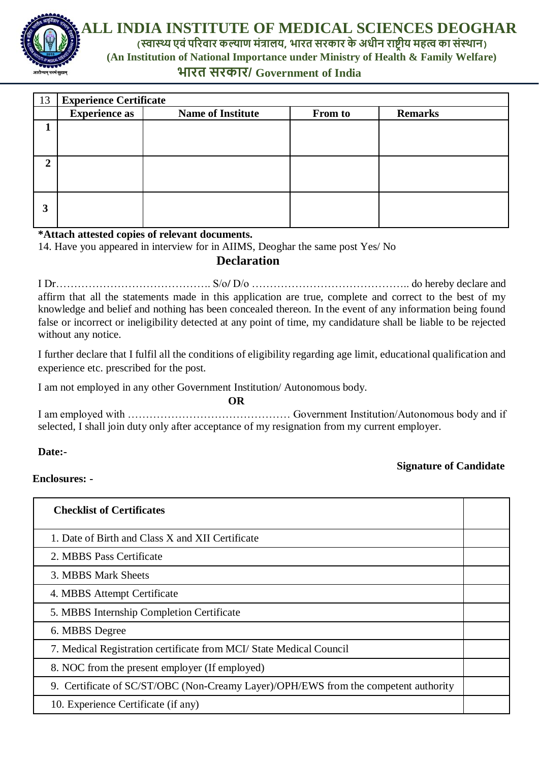# ALL INDIA INSTITUTE OF MEDICAL SCIENCES DEOGHAR

**(स्वास्थ्य एवं परिवार कल्याण मंत्रालय, भारत सरकार के अधीन राष्ट्रीय महत्व का संस्थान)**

**(An Institution of National Importance under Ministry of Health & Family Welfare)**

**भारत सरकार/ Government of India**

| 13 | **Experience Certificate** | | | |
|---|---|---|---|---|
| | **Experience as** | **Name of Institute** | **From to** | **Remarks** |
| **1** | | | | |
| **2** | | | | |
| **3** | | | | |

**\*Attach attested copies of relevant documents.**

14. Have you appeared in interview for in AIIMS, Deoghar the same post Yes/ No

## Declaration

I Dr……………………………………. S/o/ D/o …………………………………….. do hereby declare and affirm that all the statements made in this application are true, complete and correct to the best of my knowledge and belief and nothing has been concealed thereon. In the event of any information being found false or incorrect or ineligibility detected at any point of time, my candidature shall be liable to be rejected without any notice.

I further declare that I fulfil all the conditions of eligibility regarding age limit, educational qualification and experience etc. prescribed for the post.

I am not employed in any other Government Institution/ Autonomous body.

**OR**

I am employed with ……………………………………… Government Institution/Autonomous body and if selected, I shall join duty only after acceptance of my resignation from my current employer.

**Date:-**

**Signature of Candidate**

**Enclosures: -**

| **Checklist of Certificates** | |
|---|---|
| 1. Date of Birth and Class X and XII Certificate | |
| 2. MBBS Pass Certificate | |
| 3. MBBS Mark Sheets | |
| 4. MBBS Attempt Certificate | |
| 5. MBBS Internship Completion Certificate | |
| 6. MBBS Degree | |
| 7. Medical Registration certificate from MCI/ State Medical Council | |
| 8. NOC from the present employer (If employed) | |
| 9. Certificate of SC/ST/OBC (Non-Creamy Layer)/OPH/EWS from the competent authority | |
| 10. Experience Certificate (if any) | |